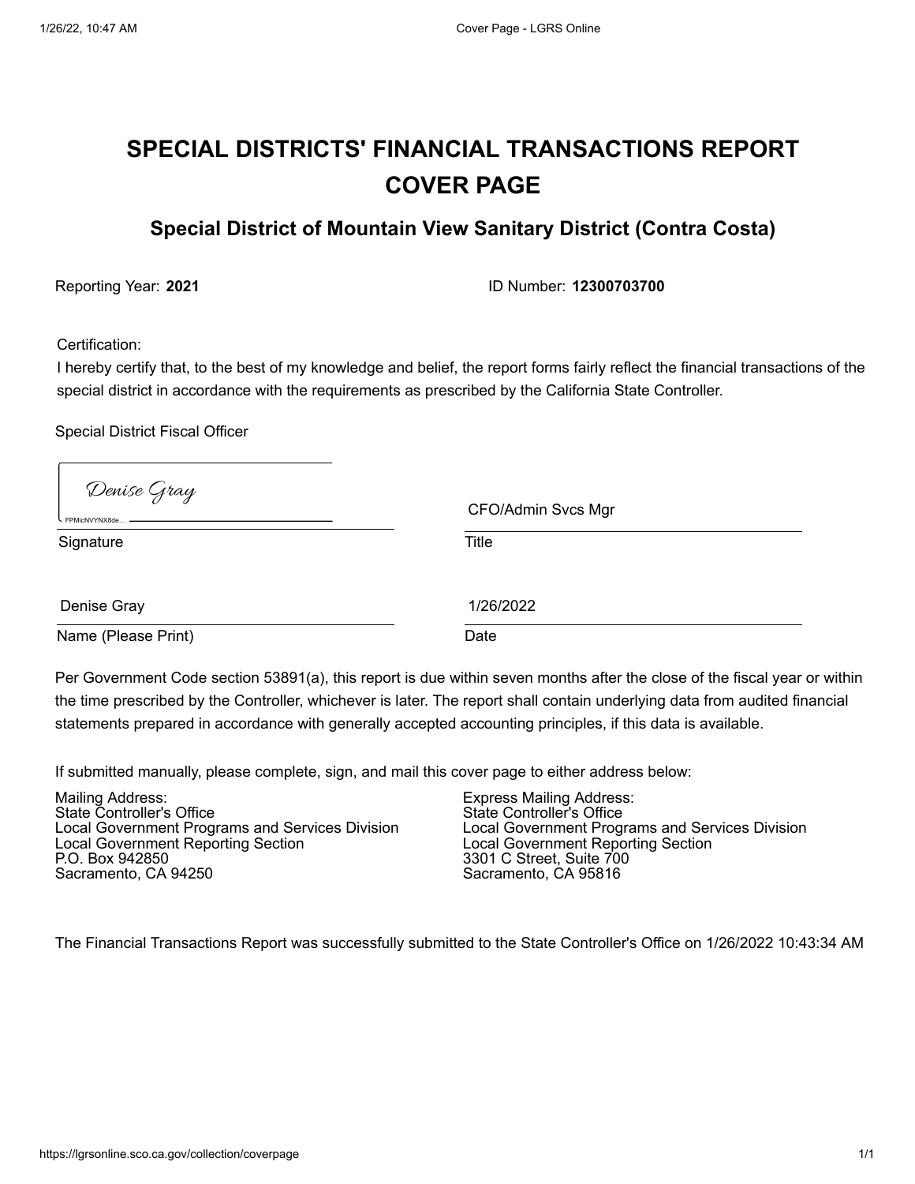# SPECIAL DISTRICTS' FINANCIAL TRANSACTIONS REPORT COVER PAGE

## Special District of Mountain View Sanitary District (Contra Costa)

Reporting Year: **2021**

ID Number: **12300703700**

Certification:

I hereby certify that, to the best of my knowledge and belief, the report forms fairly reflect the financial transactions of the special district in accordance with the requirements as prescribed by the California State Controller.

Special District Fiscal Officer

| | |
|---|---|
| Denise Gray | CFO/Admin Svcs Mgr |
| Signature | Title |
| Denise Gray | 1/26/2022 |
| Name (Please Print) | Date |

Per Government Code section 53891(a), this report is due within seven months after the close of the fiscal year or within the time prescribed by the Controller, whichever is later. The report shall contain underlying data from audited financial statements prepared in accordance with generally accepted accounting principles, if this data is available.

If submitted manually, please complete, sign, and mail this cover page to either address below:

Mailing Address:
State Controller's Office
Local Government Programs and Services Division
Local Government Reporting Section
P.O. Box 942850
Sacramento, CA 94250

Express Mailing Address:
State Controller's Office
Local Government Programs and Services Division
Local Government Reporting Section
3301 C Street, Suite 700
Sacramento, CA 95816

The Financial Transactions Report was successfully submitted to the State Controller's Office on 1/26/2022 10:43:34 AM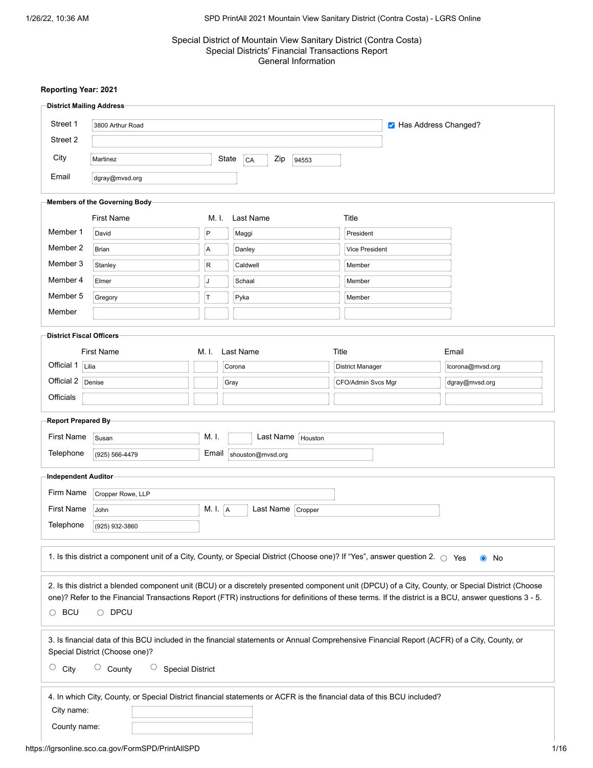# Special District of Mountain View Sanitary District (Contra Costa)
## Special Districts' Financial Transactions Report
## General Information

**Reporting Year: 2021**

### District Mailing Address

| | |
|---|---|
| Street 1 | 3800 Arthur Road |
| Street 2 | |
| City | Martinez |
| State | CA |
| Zip | 94553 |
| Email | dgray@mvsd.org |

☑ Has Address Changed?

### Members of the Governing Body

| | First Name | M. I. | Last Name | Title |
|---|---|---|---|---|
| Member 1 | David | P | Maggi | President |
| Member 2 | Brian | A | Danley | Vice President |
| Member 3 | Stanley | R | Caldwell | Member |
| Member 4 | Elmer | J | Schaal | Member |
| Member 5 | Gregory | T | Pyka | Member |
| Member | | | | |

### District Fiscal Officers

| | First Name | M. I. | Last Name | Title | Email |
|---|---|---|---|---|---|
| Official 1 | Lilia | | Corona | District Manager | lcorona@mvsd.org |
| Official 2 | Denise | | Gray | CFO/Admin Svcs Mgr | dgray@mvsd.org |
| Officials | | | | | |

### Report Prepared By

| | |
|---|---|
| First Name | Susan |
| M. I. | |
| Last Name | Houston |
| Telephone | (925) 566-4479 |
| Email | shouston@mvsd.org |

### Independent Auditor

| | |
|---|---|
| Firm Name | Cropper Rowe, LLP |
| First Name | John |
| M. I. | A |
| Last Name | Cropper |
| Telephone | (925) 932-3860 |

1. Is this district a component unit of a City, County, or Special District (Choose one)? If "Yes", answer question 2. ○ Yes ◉ No

2. Is this district a blended component unit (BCU) or a discretely presented component unit (DPCU) of a City, County, or Special District (Choose one)? Refer to the Financial Transactions Report (FTR) instructions for definitions of these terms. If the district is a BCU, answer questions 3 - 5.

○ BCU ○ DPCU

3. Is financial data of this BCU included in the financial statements or Annual Comprehensive Financial Report (ACFR) of a City, County, or Special District (Choose one)?

○ City ○ County ○ Special District

4. In which City, County, or Special District financial statements or ACFR is the financial data of this BCU included?

City name:

County name: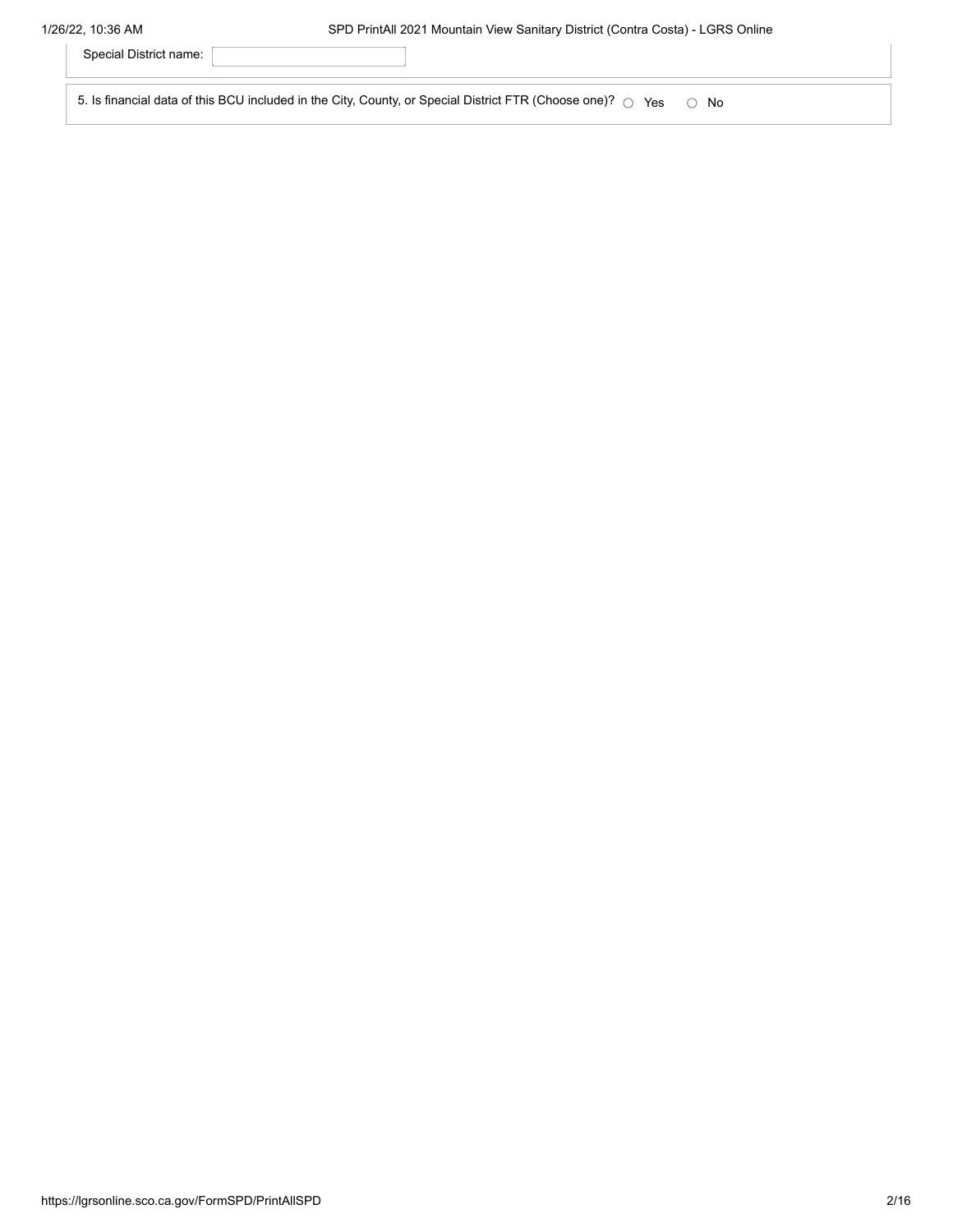Special District name: 

5. Is financial data of this BCU included in the City, County, or Special District FTR (Choose one)? ○ Yes ○ No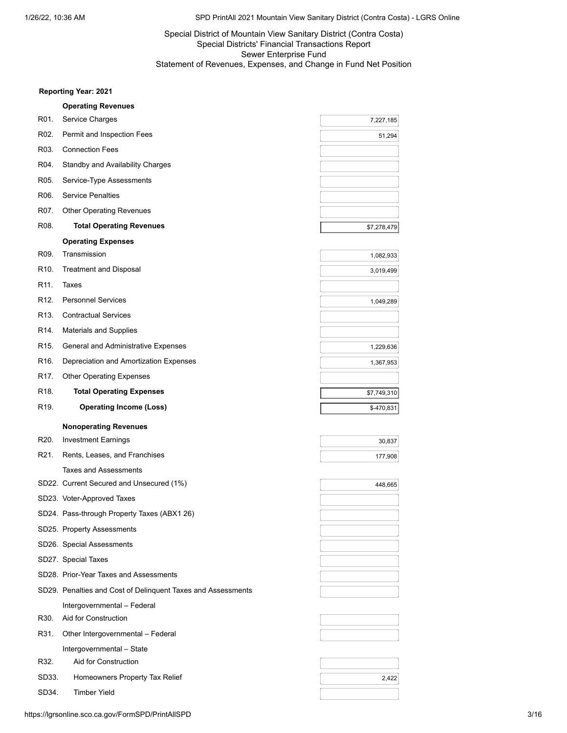Special District of Mountain View Sanitary District (Contra Costa)
Special Districts' Financial Transactions Report
Sewer Enterprise Fund
Statement of Revenues, Expenses, and Change in Fund Net Position

**Reporting Year: 2021**

| Line | Description | Amount |
|---|---|---|
| | **Operating Revenues** | |
| R01. | Service Charges | 7,227,185 |
| R02. | Permit and Inspection Fees | 51,294 |
| R03. | Connection Fees | |
| R04. | Standby and Availability Charges | |
| R05. | Service-Type Assessments | |
| R06. | Service Penalties | |
| R07. | Other Operating Revenues | |
| R08. | **Total Operating Revenues** | $7,278,479 |
| | **Operating Expenses** | |
| R09. | Transmission | 1,082,933 |
| R10. | Treatment and Disposal | 3,019,499 |
| R11. | Taxes | |
| R12. | Personnel Services | 1,049,289 |
| R13. | Contractual Services | |
| R14. | Materials and Supplies | |
| R15. | General and Administrative Expenses | 1,229,636 |
| R16. | Depreciation and Amortization Expenses | 1,367,953 |
| R17. | Other Operating Expenses | |
| R18. | **Total Operating Expenses** | $7,749,310 |
| R19. | **Operating Income (Loss)** | $-470,831 |
| | **Nonoperating Revenues** | |
| R20. | Investment Earnings | 30,837 |
| R21. | Rents, Leases, and Franchises | 177,908 |
| | Taxes and Assessments | |
| SD22. | Current Secured and Unsecured (1%) | 448,665 |
| SD23. | Voter-Approved Taxes | |
| SD24. | Pass-through Property Taxes (ABX1 26) | |
| SD25. | Property Assessments | |
| SD26. | Special Assessments | |
| SD27. | Special Taxes | |
| SD28. | Prior-Year Taxes and Assessments | |
| SD29. | Penalties and Cost of Delinquent Taxes and Assessments | |
| | Intergovernmental – Federal | |
| R30. | Aid for Construction | |
| R31. | Other Intergovernmental – Federal | |
| | Intergovernmental – State | |
| R32. | Aid for Construction | |
| SD33. | Homeowners Property Tax Relief | 2,422 |
| SD34. | Timber Yield | |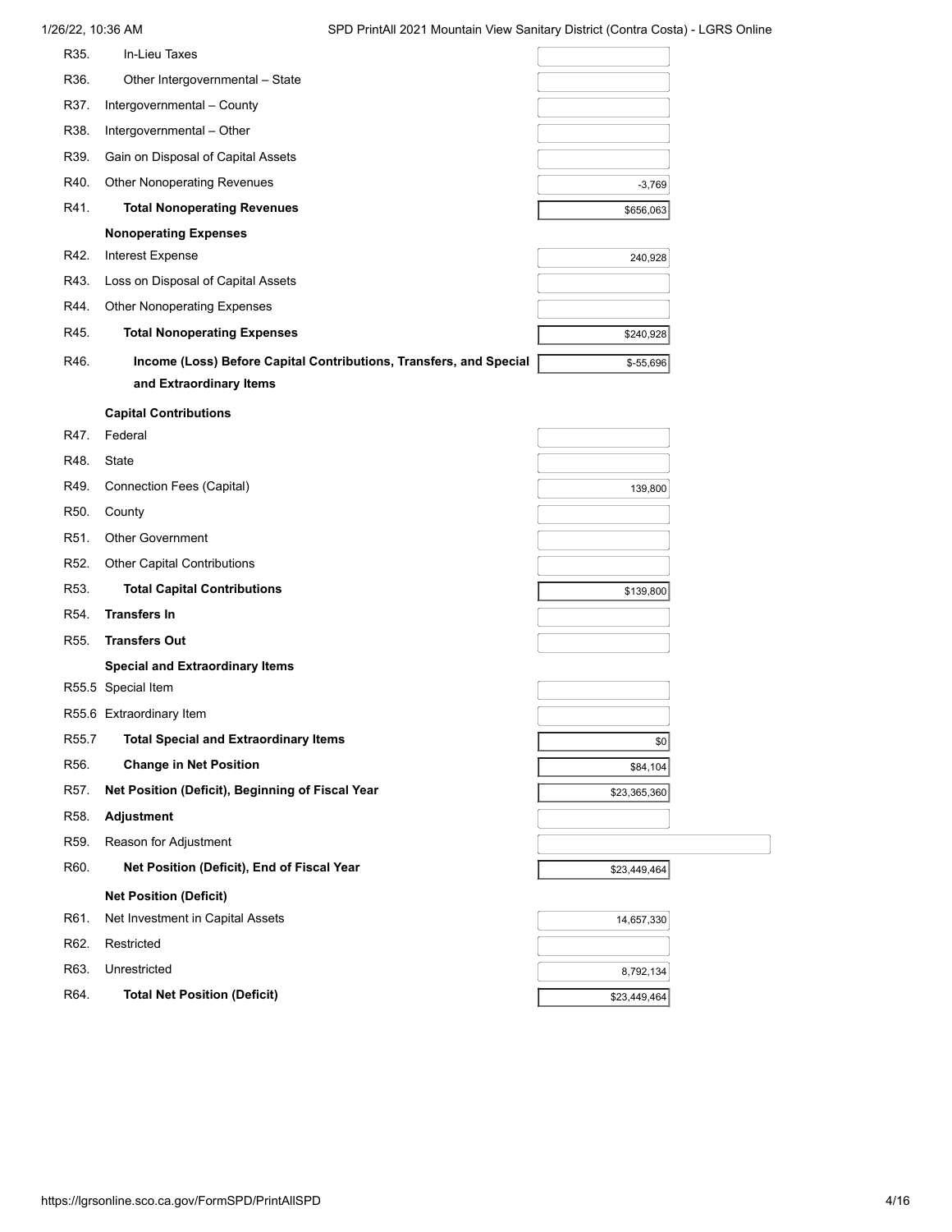| Line | Item | Amount |
|---|---|---|
| R35. | In-Lieu Taxes | |
| R36. | Other Intergovernmental – State | |
| R37. | Intergovernmental – County | |
| R38. | Intergovernmental – Other | |
| R39. | Gain on Disposal of Capital Assets | |
| R40. | Other Nonoperating Revenues | -3,769 |
| R41. | **Total Nonoperating Revenues** | $656,063 |
| | **Nonoperating Expenses** | |
| R42. | Interest Expense | 240,928 |
| R43. | Loss on Disposal of Capital Assets | |
| R44. | Other Nonoperating Expenses | |
| R45. | **Total Nonoperating Expenses** | $240,928 |
| R46. | **Income (Loss) Before Capital Contributions, Transfers, and Special and Extraordinary Items** | $-55,696 |
| | **Capital Contributions** | |
| R47. | Federal | |
| R48. | State | |
| R49. | Connection Fees (Capital) | 139,800 |
| R50. | County | |
| R51. | Other Government | |
| R52. | Other Capital Contributions | |
| R53. | **Total Capital Contributions** | $139,800 |
| R54. | **Transfers In** | |
| R55. | **Transfers Out** | |
| | **Special and Extraordinary Items** | |
| R55.5 | Special Item | |
| R55.6 | Extraordinary Item | |
| R55.7 | **Total Special and Extraordinary Items** | $0 |
| R56. | **Change in Net Position** | $84,104 |
| R57. | **Net Position (Deficit), Beginning of Fiscal Year** | $23,365,360 |
| R58. | **Adjustment** | |
| R59. | Reason for Adjustment | |
| R60. | **Net Position (Deficit), End of Fiscal Year** | $23,449,464 |
| | **Net Position (Deficit)** | |
| R61. | Net Investment in Capital Assets | 14,657,330 |
| R62. | Restricted | |
| R63. | Unrestricted | 8,792,134 |
| R64. | **Total Net Position (Deficit)** | $23,449,464 |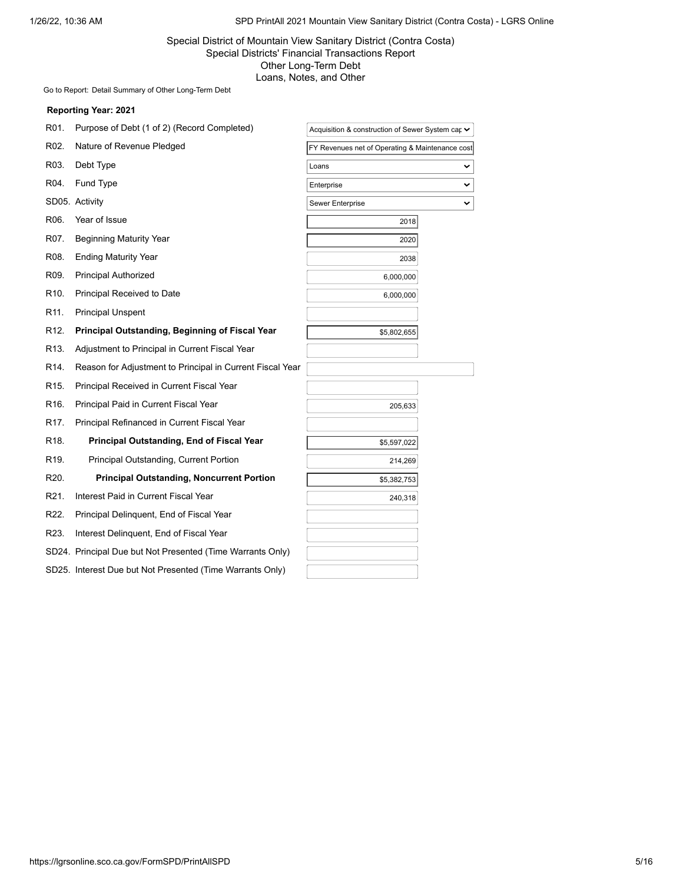Special District of Mountain View Sanitary District (Contra Costa)
Special Districts' Financial Transactions Report
Other Long-Term Debt
Loans, Notes, and Other

Go to Report: Detail Summary of Other Long-Term Debt

**Reporting Year: 2021**

| Code | Item | Value |
|---|---|---|
| R01. | Purpose of Debt (1 of 2) (Record Completed) | Acquisition & construction of Sewer System cap |
| R02. | Nature of Revenue Pledged | FY Revenues net of Operating & Maintenance cost |
| R03. | Debt Type | Loans |
| R04. | Fund Type | Enterprise |
| SD05. | Activity | Sewer Enterprise |
| R06. | Year of Issue | 2018 |
| R07. | Beginning Maturity Year | 2020 |
| R08. | Ending Maturity Year | 2038 |
| R09. | Principal Authorized | 6,000,000 |
| R10. | Principal Received to Date | 6,000,000 |
| R11. | Principal Unspent | |
| R12. | **Principal Outstanding, Beginning of Fiscal Year** | $5,802,655 |
| R13. | Adjustment to Principal in Current Fiscal Year | |
| R14. | Reason for Adjustment to Principal in Current Fiscal Year | |
| R15. | Principal Received in Current Fiscal Year | |
| R16. | Principal Paid in Current Fiscal Year | 205,633 |
| R17. | Principal Refinanced in Current Fiscal Year | |
| R18. | **Principal Outstanding, End of Fiscal Year** | $5,597,022 |
| R19. | Principal Outstanding, Current Portion | 214,269 |
| R20. | **Principal Outstanding, Noncurrent Portion** | $5,382,753 |
| R21. | Interest Paid in Current Fiscal Year | 240,318 |
| R22. | Principal Delinquent, End of Fiscal Year | |
| R23. | Interest Delinquent, End of Fiscal Year | |
| SD24. | Principal Due but Not Presented (Time Warrants Only) | |
| SD25. | Interest Due but Not Presented (Time Warrants Only) | |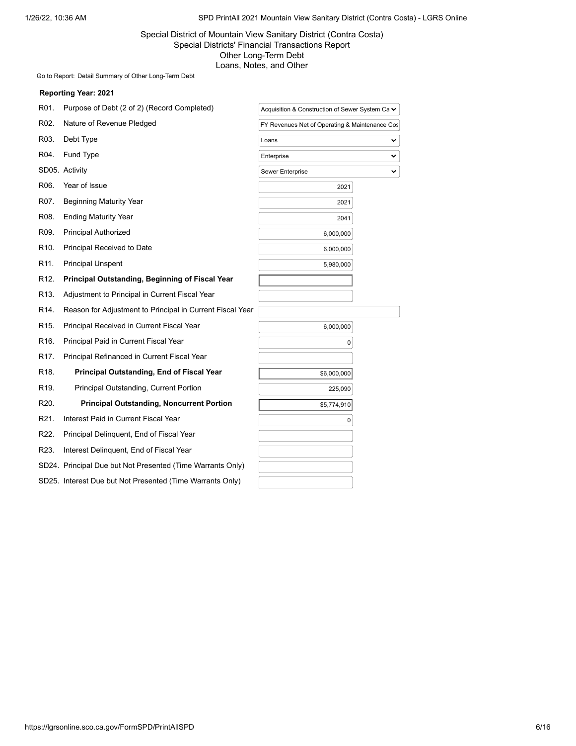Special District of Mountain View Sanitary District (Contra Costa)
Special Districts' Financial Transactions Report
Other Long-Term Debt
Loans, Notes, and Other

Go to Report: Detail Summary of Other Long-Term Debt

**Reporting Year: 2021**

| | | |
|---|---|---|
| R01. | Purpose of Debt (2 of 2) (Record Completed) | Acquisition & Construction of Sewer System Ca |
| R02. | Nature of Revenue Pledged | FY Revenues Net of Operating & Maintenance Cos |
| R03. | Debt Type | Loans |
| R04. | Fund Type | Enterprise |
| SD05. | Activity | Sewer Enterprise |
| R06. | Year of Issue | 2021 |
| R07. | Beginning Maturity Year | 2021 |
| R08. | Ending Maturity Year | 2041 |
| R09. | Principal Authorized | 6,000,000 |
| R10. | Principal Received to Date | 6,000,000 |
| R11. | Principal Unspent | 5,980,000 |
| R12. | **Principal Outstanding, Beginning of Fiscal Year** | |
| R13. | Adjustment to Principal in Current Fiscal Year | |
| R14. | Reason for Adjustment to Principal in Current Fiscal Year | |
| R15. | Principal Received in Current Fiscal Year | 6,000,000 |
| R16. | Principal Paid in Current Fiscal Year | 0 |
| R17. | Principal Refinanced in Current Fiscal Year | |
| R18. | **Principal Outstanding, End of Fiscal Year** | $6,000,000 |
| R19. | Principal Outstanding, Current Portion | 225,090 |
| R20. | **Principal Outstanding, Noncurrent Portion** | $5,774,910 |
| R21. | Interest Paid in Current Fiscal Year | 0 |
| R22. | Principal Delinquent, End of Fiscal Year | |
| R23. | Interest Delinquent, End of Fiscal Year | |
| SD24. | Principal Due but Not Presented (Time Warrants Only) | |
| SD25. | Interest Due but Not Presented (Time Warrants Only) | |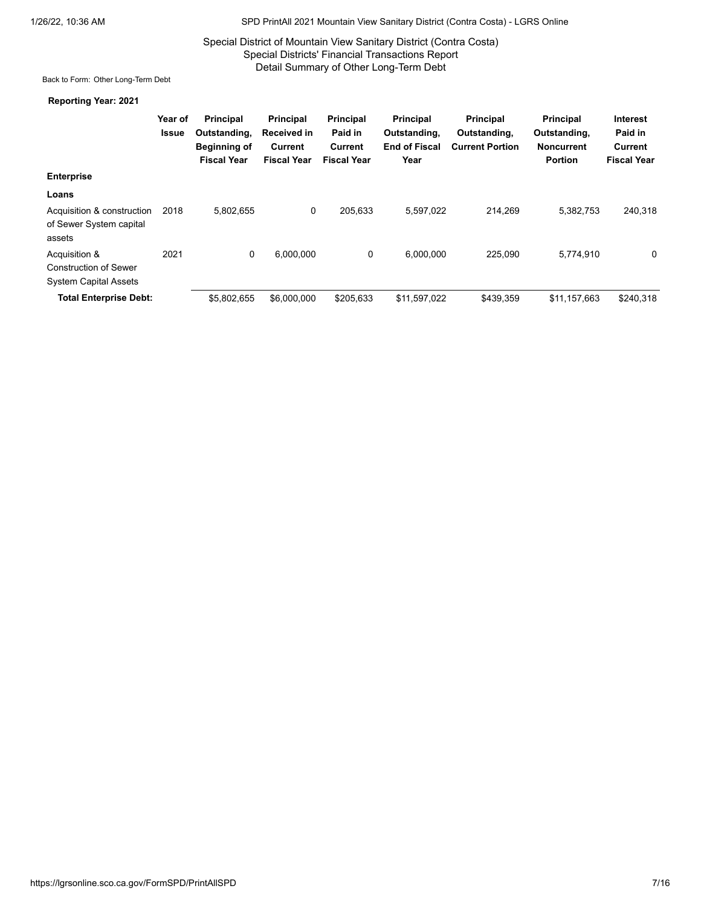Special District of Mountain View Sanitary District (Contra Costa)
Special Districts' Financial Transactions Report
Detail Summary of Other Long-Term Debt

Back to Form: Other Long-Term Debt

**Reporting Year: 2021**

| | Year of Issue | Principal Outstanding, Beginning of Fiscal Year | Principal Received in Current Fiscal Year | Principal Paid in Current Fiscal Year | Principal Outstanding, End of Fiscal Year | Principal Outstanding, Current Portion | Principal Outstanding, Noncurrent Portion | Interest Paid in Current Fiscal Year |
|---|---|---|---|---|---|---|---|---|
| **Enterprise** | | | | | | | | |
| **Loans** | | | | | | | | |
| Acquisition & construction of Sewer System capital assets | 2018 | 5,802,655 | 0 | 205,633 | 5,597,022 | 214,269 | 5,382,753 | 240,318 |
| Acquisition & Construction of Sewer System Capital Assets | 2021 | 0 | 6,000,000 | 0 | 6,000,000 | 225,090 | 5,774,910 | 0 |
| **Total Enterprise Debt:** | | $5,802,655 | $6,000,000 | $205,633 | $11,597,022 | $439,359 | $11,157,663 | $240,318 |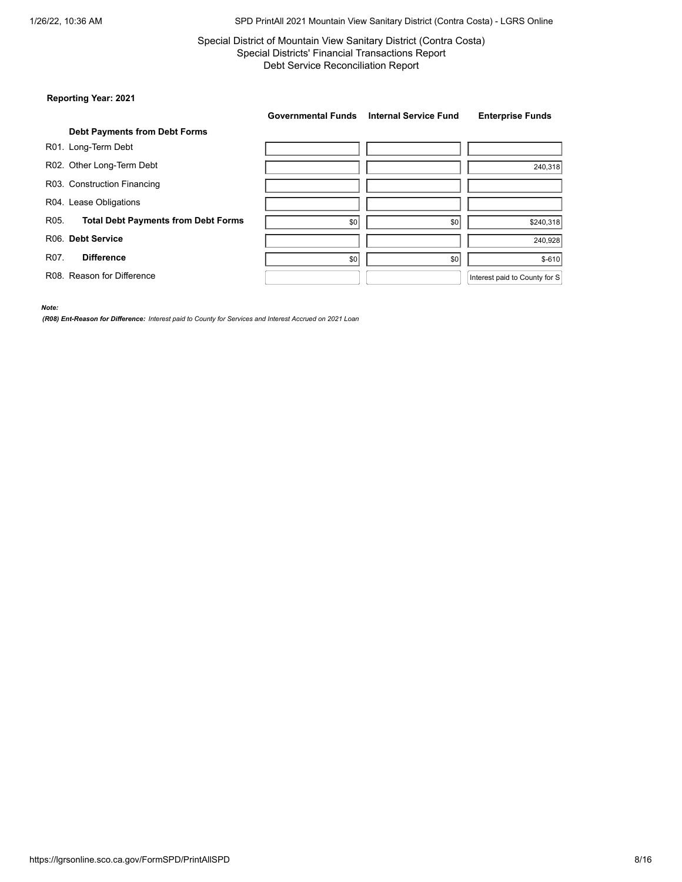Special District of Mountain View Sanitary District (Contra Costa)
Special Districts' Financial Transactions Report
Debt Service Reconciliation Report

**Reporting Year: 2021**

| | Governmental Funds | Internal Service Fund | Enterprise Funds |
|---|---|---|---|
| **Debt Payments from Debt Forms** | | | |
| R01. Long-Term Debt | | | |
| R02. Other Long-Term Debt | | | 240,318 |
| R03. Construction Financing | | | |
| R04. Lease Obligations | | | |
| R05. **Total Debt Payments from Debt Forms** | $0 | $0 | $240,318 |
| R06. **Debt Service** | | | 240,928 |
| R07. **Difference** | $0 | $0 | $-610 |
| R08. Reason for Difference | | | Interest paid to County for S |

***Note:***

***(R08) Ent-Reason for Difference:*** *Interest paid to County for Services and Interest Accrued on 2021 Loan*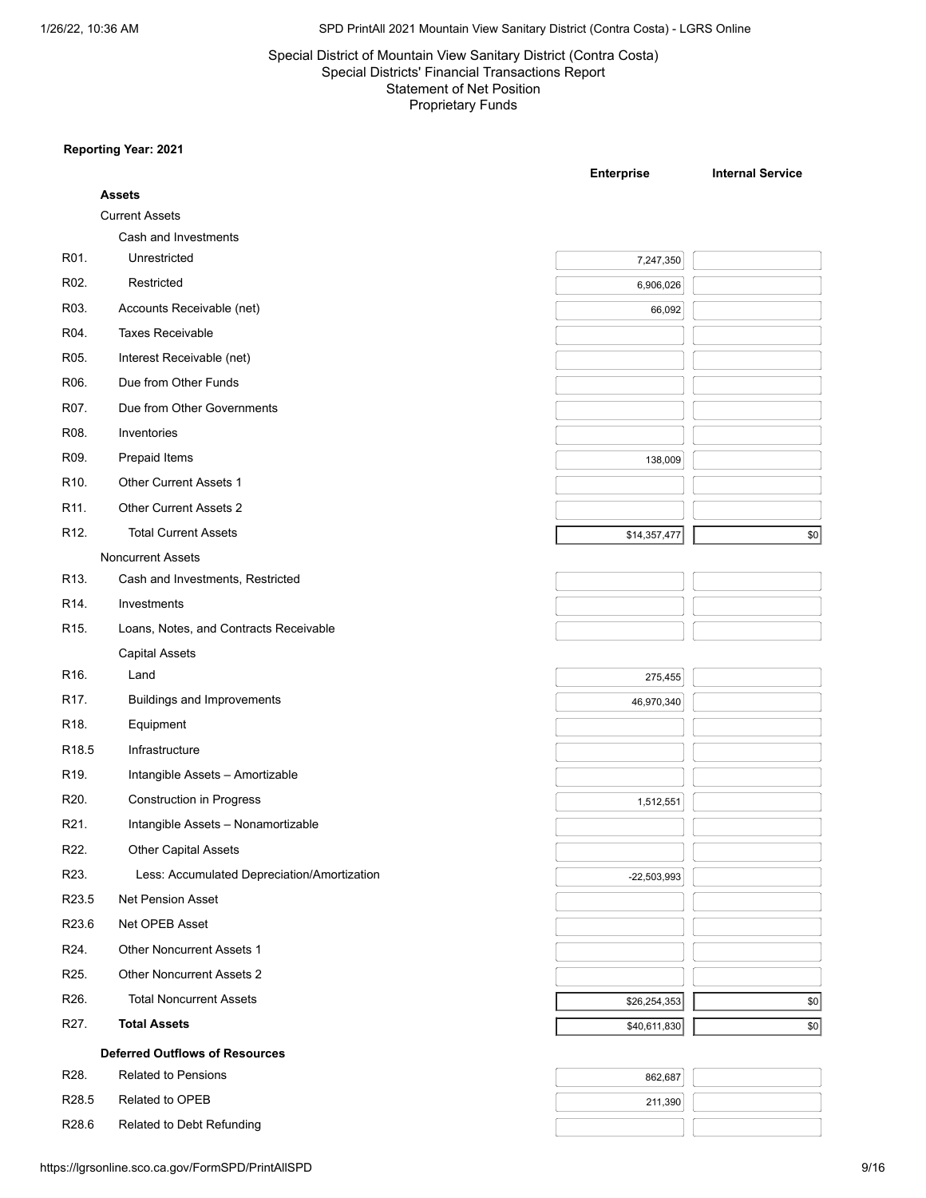Special District of Mountain View Sanitary District (Contra Costa)
Special Districts' Financial Transactions Report
Statement of Net Position
Proprietary Funds

**Reporting Year: 2021**

| | | Enterprise | Internal Service |
|---|---|---|---|
| | **Assets** | | |
| | Current Assets | | |
| | Cash and Investments | | |
| R01. | Unrestricted | 7,247,350 | |
| R02. | Restricted | 6,906,026 | |
| R03. | Accounts Receivable (net) | 66,092 | |
| R04. | Taxes Receivable | | |
| R05. | Interest Receivable (net) | | |
| R06. | Due from Other Funds | | |
| R07. | Due from Other Governments | | |
| R08. | Inventories | | |
| R09. | Prepaid Items | 138,009 | |
| R10. | Other Current Assets 1 | | |
| R11. | Other Current Assets 2 | | |
| R12. | Total Current Assets | $14,357,477 | $0 |
| | Noncurrent Assets | | |
| R13. | Cash and Investments, Restricted | | |
| R14. | Investments | | |
| R15. | Loans, Notes, and Contracts Receivable | | |
| | Capital Assets | | |
| R16. | Land | 275,455 | |
| R17. | Buildings and Improvements | 46,970,340 | |
| R18. | Equipment | | |
| R18.5 | Infrastructure | | |
| R19. | Intangible Assets – Amortizable | | |
| R20. | Construction in Progress | 1,512,551 | |
| R21. | Intangible Assets – Nonamortizable | | |
| R22. | Other Capital Assets | | |
| R23. | Less: Accumulated Depreciation/Amortization | -22,503,993 | |
| R23.5 | Net Pension Asset | | |
| R23.6 | Net OPEB Asset | | |
| R24. | Other Noncurrent Assets 1 | | |
| R25. | Other Noncurrent Assets 2 | | |
| R26. | Total Noncurrent Assets | $26,254,353 | $0 |
| R27. | **Total Assets** | $40,611,830 | $0 |
| | **Deferred Outflows of Resources** | | |
| R28. | Related to Pensions | 862,687 | |
| R28.5 | Related to OPEB | 211,390 | |
| R28.6 | Related to Debt Refunding | | |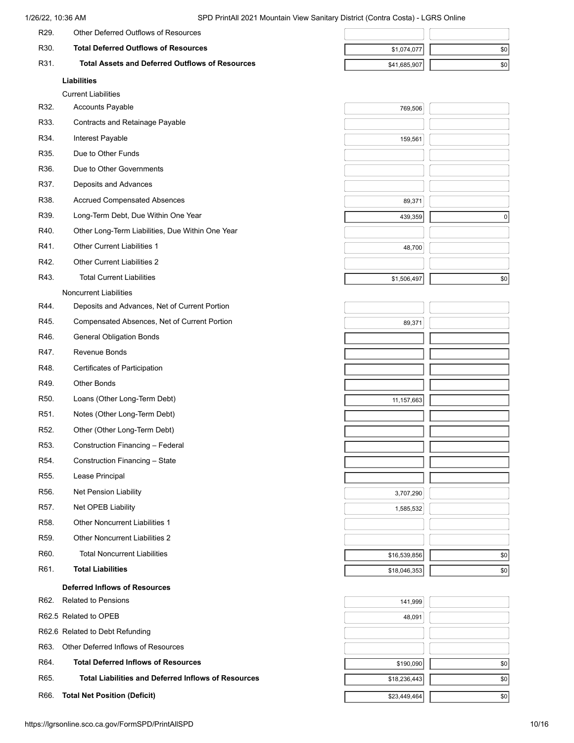| Row | Item | Value 1 | Value 2 |
|---|---|---|---|
| R29. | Other Deferred Outflows of Resources | | |
| R30. | **Total Deferred Outflows of Resources** | $1,074,077 | $0 |
| R31. | **Total Assets and Deferred Outflows of Resources** | $41,685,907 | $0 |
| | **Liabilities** | | |
| | Current Liabilities | | |
| R32. | Accounts Payable | 769,506 | |
| R33. | Contracts and Retainage Payable | | |
| R34. | Interest Payable | 159,561 | |
| R35. | Due to Other Funds | | |
| R36. | Due to Other Governments | | |
| R37. | Deposits and Advances | | |
| R38. | Accrued Compensated Absences | 89,371 | |
| R39. | Long-Term Debt, Due Within One Year | 439,359 | 0 |
| R40. | Other Long-Term Liabilities, Due Within One Year | | |
| R41. | Other Current Liabilities 1 | 48,700 | |
| R42. | Other Current Liabilities 2 | | |
| R43. | Total Current Liabilities | $1,506,497 | $0 |
| | Noncurrent Liabilities | | |
| R44. | Deposits and Advances, Net of Current Portion | | |
| R45. | Compensated Absences, Net of Current Portion | 89,371 | |
| R46. | General Obligation Bonds | | |
| R47. | Revenue Bonds | | |
| R48. | Certificates of Participation | | |
| R49. | Other Bonds | | |
| R50. | Loans (Other Long-Term Debt) | 11,157,663 | |
| R51. | Notes (Other Long-Term Debt) | | |
| R52. | Other (Other Long-Term Debt) | | |
| R53. | Construction Financing – Federal | | |
| R54. | Construction Financing – State | | |
| R55. | Lease Principal | | |
| R56. | Net Pension Liability | 3,707,290 | |
| R57. | Net OPEB Liability | 1,585,532 | |
| R58. | Other Noncurrent Liabilities 1 | | |
| R59. | Other Noncurrent Liabilities 2 | | |
| R60. | Total Noncurrent Liabilities | $16,539,856 | $0 |
| R61. | **Total Liabilities** | $18,046,353 | $0 |
| | **Deferred Inflows of Resources** | | |
| R62. | Related to Pensions | 141,999 | |
| R62.5 | Related to OPEB | 48,091 | |
| R62.6 | Related to Debt Refunding | | |
| R63. | Other Deferred Inflows of Resources | | |
| R64. | **Total Deferred Inflows of Resources** | $190,090 | $0 |
| R65. | **Total Liabilities and Deferred Inflows of Resources** | $18,236,443 | $0 |
| R66. | **Total Net Position (Deficit)** | $23,449,464 | $0 |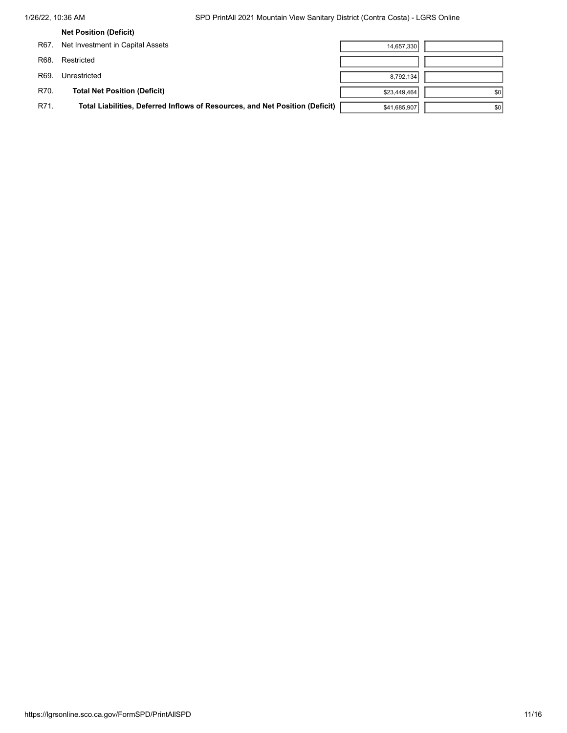**Net Position (Deficit)**

| | | | |
|---|---|---|---|
| R67. | Net Investment in Capital Assets | 14,657,330 | |
| R68. | Restricted | | |
| R69. | Unrestricted | 8,792,134 | |
| R70. | **Total Net Position (Deficit)** | $23,449,464 | $0 |
| R71. | **Total Liabilities, Deferred Inflows of Resources, and Net Position (Deficit)** | $41,685,907 | $0 |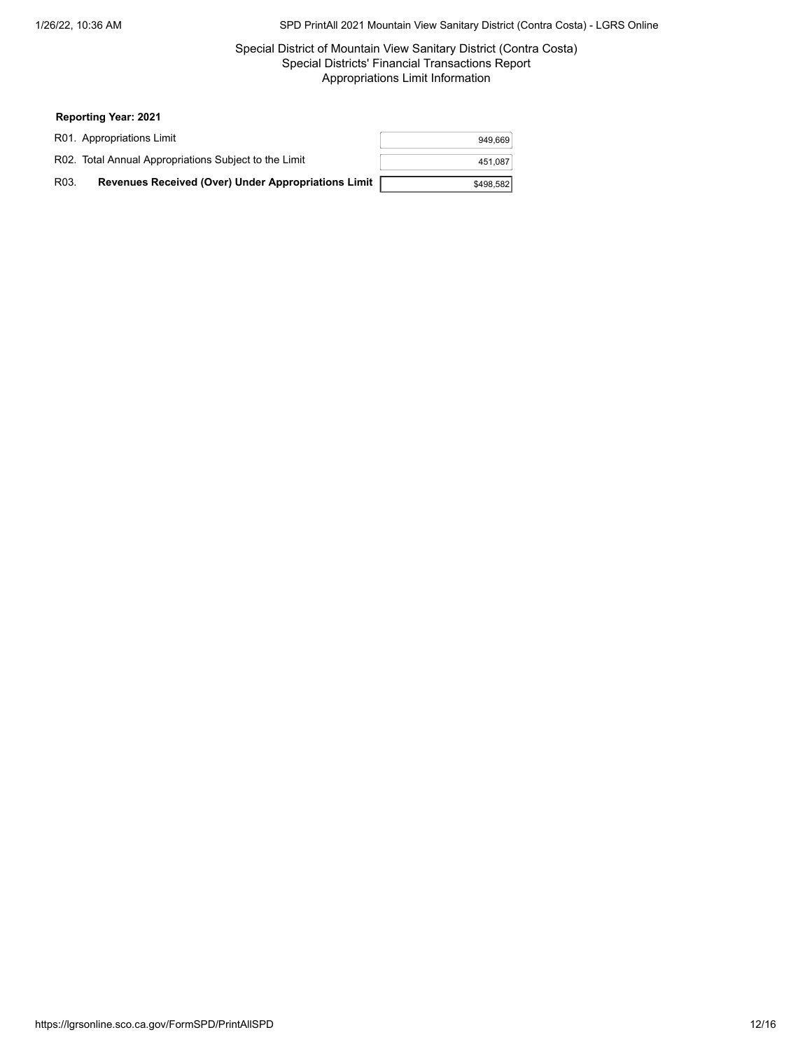Special District of Mountain View Sanitary District (Contra Costa)
Special Districts' Financial Transactions Report
Appropriations Limit Information

**Reporting Year: 2021**

| | |
|---|---|
| R01. Appropriations Limit | 949,669 |
| R02. Total Annual Appropriations Subject to the Limit | 451,087 |
| R03. **Revenues Received (Over) Under Appropriations Limit** | $498,582 |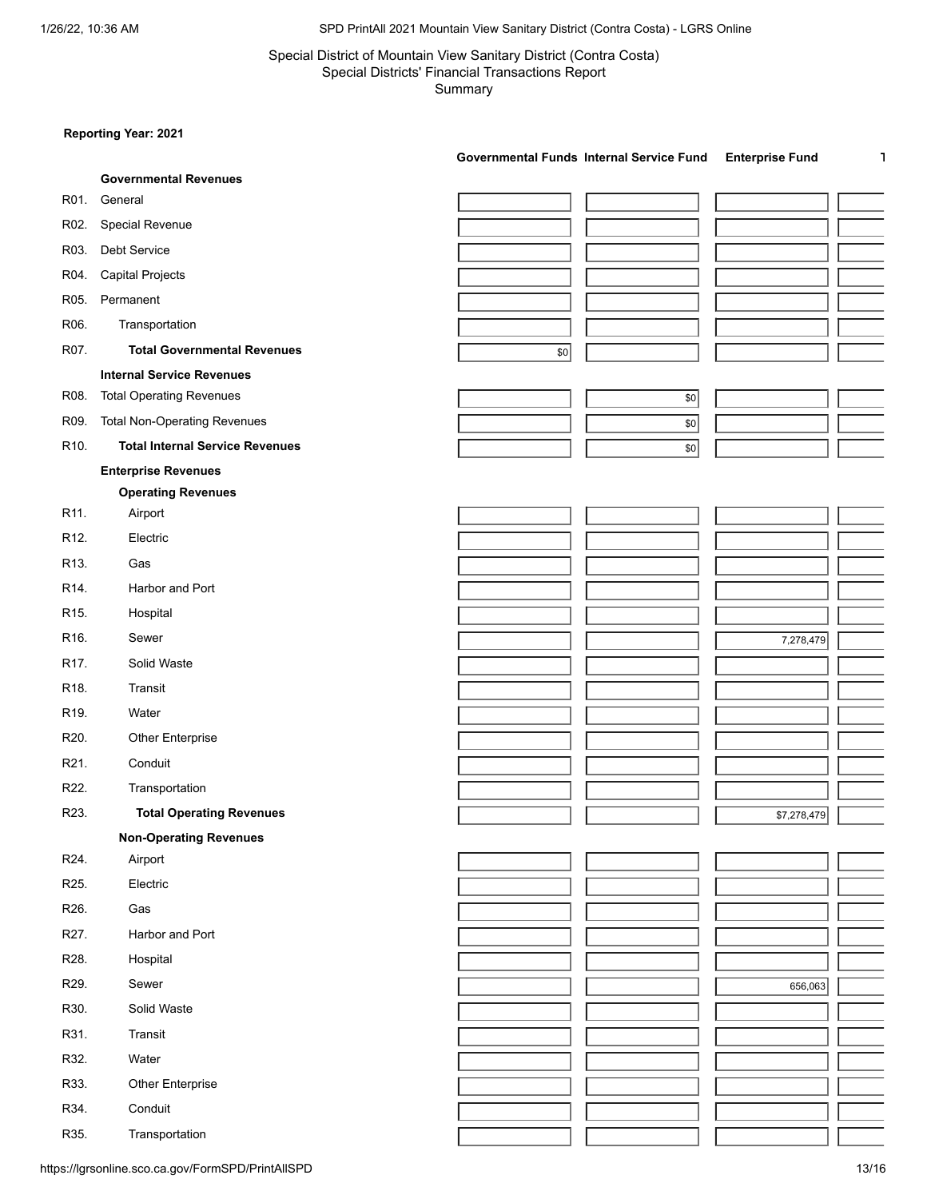Special District of Mountain View Sanitary District (Contra Costa)
Special Districts' Financial Transactions Report
Summary

**Reporting Year: 2021**

| | | Governmental Funds | Internal Service Fund | Enterprise Fund | T |
|---|---|---|---|---|---|
| | **Governmental Revenues** | | | | |
| R01. | General | | | | |
| R02. | Special Revenue | | | | |
| R03. | Debt Service | | | | |
| R04. | Capital Projects | | | | |
| R05. | Permanent | | | | |
| R06. | Transportation | | | | |
| R07. | **Total Governmental Revenues** | $0 | | | |
| | **Internal Service Revenues** | | | | |
| R08. | Total Operating Revenues | | $0 | | |
| R09. | Total Non-Operating Revenues | | $0 | | |
| R10. | **Total Internal Service Revenues** | | $0 | | |
| | **Enterprise Revenues** | | | | |
| | **Operating Revenues** | | | | |
| R11. | Airport | | | | |
| R12. | Electric | | | | |
| R13. | Gas | | | | |
| R14. | Harbor and Port | | | | |
| R15. | Hospital | | | | |
| R16. | Sewer | | | 7,278,479 | |
| R17. | Solid Waste | | | | |
| R18. | Transit | | | | |
| R19. | Water | | | | |
| R20. | Other Enterprise | | | | |
| R21. | Conduit | | | | |
| R22. | Transportation | | | | |
| R23. | **Total Operating Revenues** | | | $7,278,479 | |
| | **Non-Operating Revenues** | | | | |
| R24. | Airport | | | | |
| R25. | Electric | | | | |
| R26. | Gas | | | | |
| R27. | Harbor and Port | | | | |
| R28. | Hospital | | | | |
| R29. | Sewer | | | 656,063 | |
| R30. | Solid Waste | | | | |
| R31. | Transit | | | | |
| R32. | Water | | | | |
| R33. | Other Enterprise | | | | |
| R34. | Conduit | | | | |
| R35. | Transportation | | | | |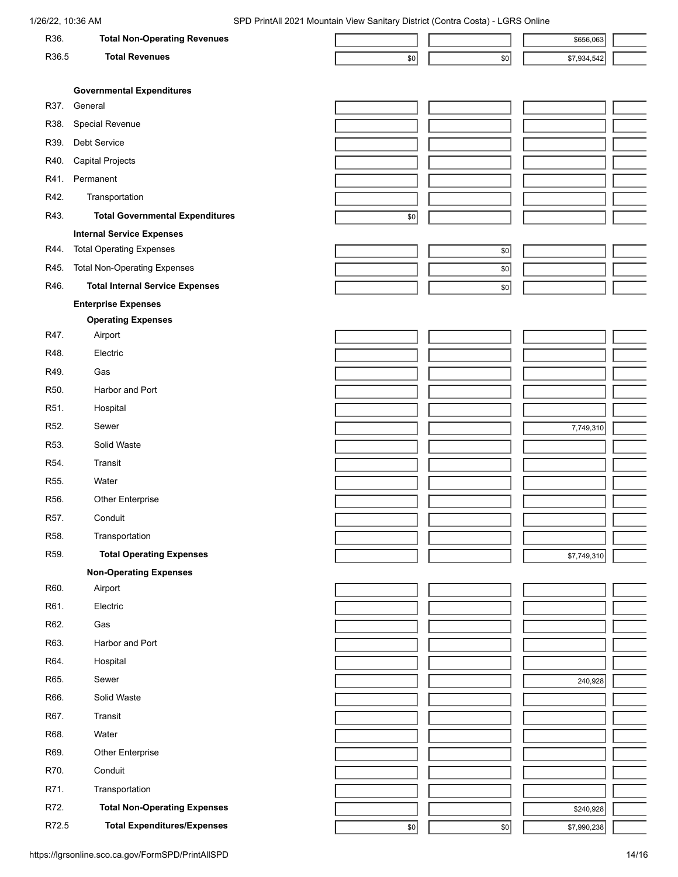| | | | | | |
|---|---|---|---|---|---|
| R36. | **Total Non-Operating Revenues** | | | $656,063 | |
| R36.5 | **Total Revenues** | $0 | $0 | $7,934,542 | |
| | **Governmental Expenditures** | | | | |
| R37. | General | | | | |
| R38. | Special Revenue | | | | |
| R39. | Debt Service | | | | |
| R40. | Capital Projects | | | | |
| R41. | Permanent | | | | |
| R42. | Transportation | | | | |
| R43. | **Total Governmental Expenditures** | $0 | | | |
| | **Internal Service Expenses** | | | | |
| R44. | Total Operating Expenses | | $0 | | |
| R45. | Total Non-Operating Expenses | | $0 | | |
| R46. | **Total Internal Service Expenses** | | $0 | | |
| | **Enterprise Expenses** | | | | |
| | **Operating Expenses** | | | | |
| R47. | Airport | | | | |
| R48. | Electric | | | | |
| R49. | Gas | | | | |
| R50. | Harbor and Port | | | | |
| R51. | Hospital | | | | |
| R52. | Sewer | | | 7,749,310 | |
| R53. | Solid Waste | | | | |
| R54. | Transit | | | | |
| R55. | Water | | | | |
| R56. | Other Enterprise | | | | |
| R57. | Conduit | | | | |
| R58. | Transportation | | | | |
| R59. | **Total Operating Expenses** | | | $7,749,310 | |
| | **Non-Operating Expenses** | | | | |
| R60. | Airport | | | | |
| R61. | Electric | | | | |
| R62. | Gas | | | | |
| R63. | Harbor and Port | | | | |
| R64. | Hospital | | | | |
| R65. | Sewer | | | 240,928 | |
| R66. | Solid Waste | | | | |
| R67. | Transit | | | | |
| R68. | Water | | | | |
| R69. | Other Enterprise | | | | |
| R70. | Conduit | | | | |
| R71. | Transportation | | | | |
| R72. | **Total Non-Operating Expenses** | | | $240,928 | |
| R72.5 | **Total Expenditures/Expenses** | $0 | $0 | $7,990,238 | |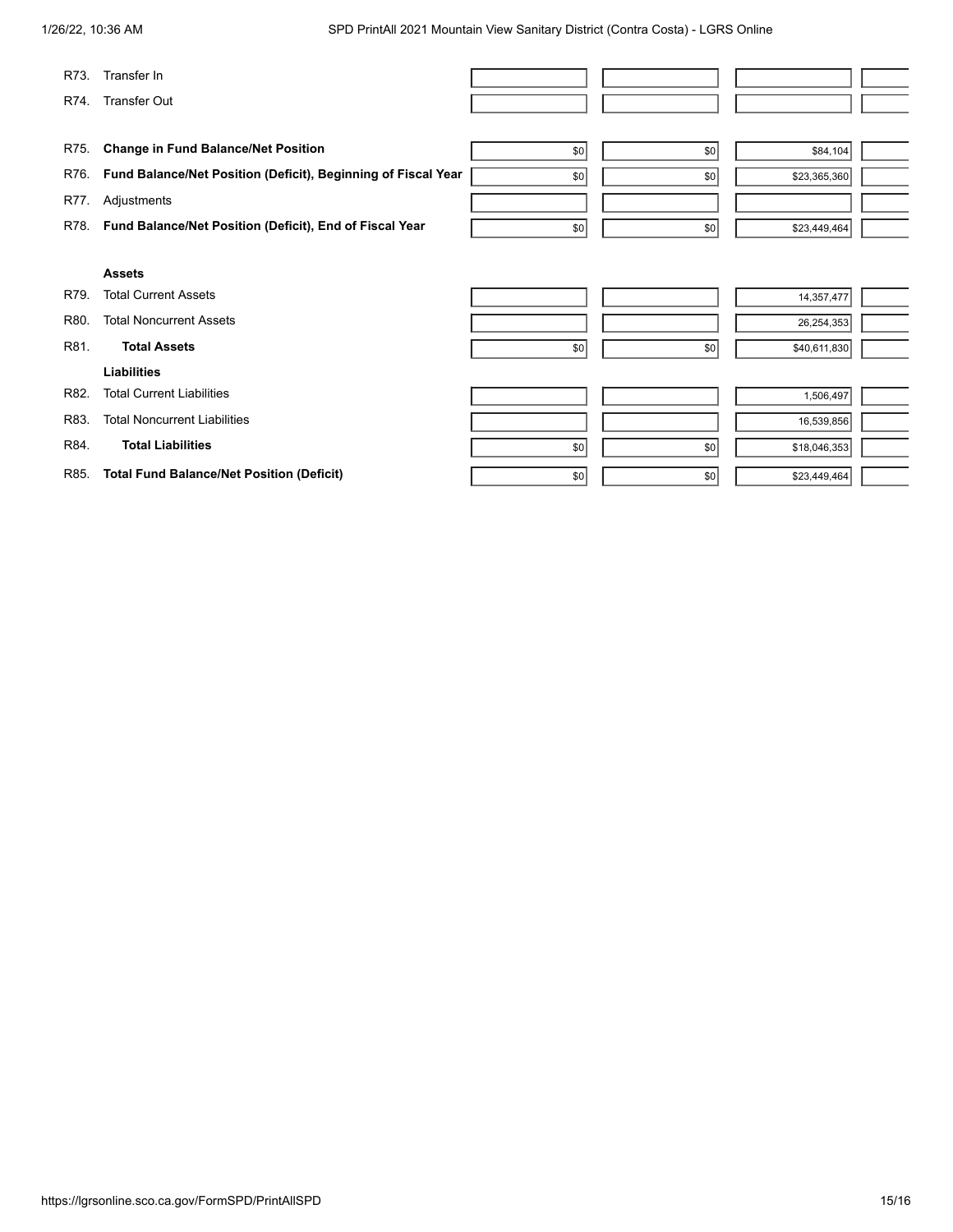| | | | | | |
|---|---|---|---|---|---|
| R73. | Transfer In | | | | |
| R74. | Transfer Out | | | | |
| R75. | **Change in Fund Balance/Net Position** | $0 | $0 | $84,104 | |
| R76. | **Fund Balance/Net Position (Deficit), Beginning of Fiscal Year** | $0 | $0 | $23,365,360 | |
| R77. | Adjustments | | | | |
| R78. | **Fund Balance/Net Position (Deficit), End of Fiscal Year** | $0 | $0 | $23,449,464 | |
| | **Assets** | | | | |
| R79. | Total Current Assets | | | 14,357,477 | |
| R80. | Total Noncurrent Assets | | | 26,254,353 | |
| R81. | **Total Assets** | $0 | $0 | $40,611,830 | |
| | **Liabilities** | | | | |
| R82. | Total Current Liabilities | | | 1,506,497 | |
| R83. | Total Noncurrent Liabilities | | | 16,539,856 | |
| R84. | **Total Liabilities** | $0 | $0 | $18,046,353 | |
| R85. | **Total Fund Balance/Net Position (Deficit)** | $0 | $0 | $23,449,464 | |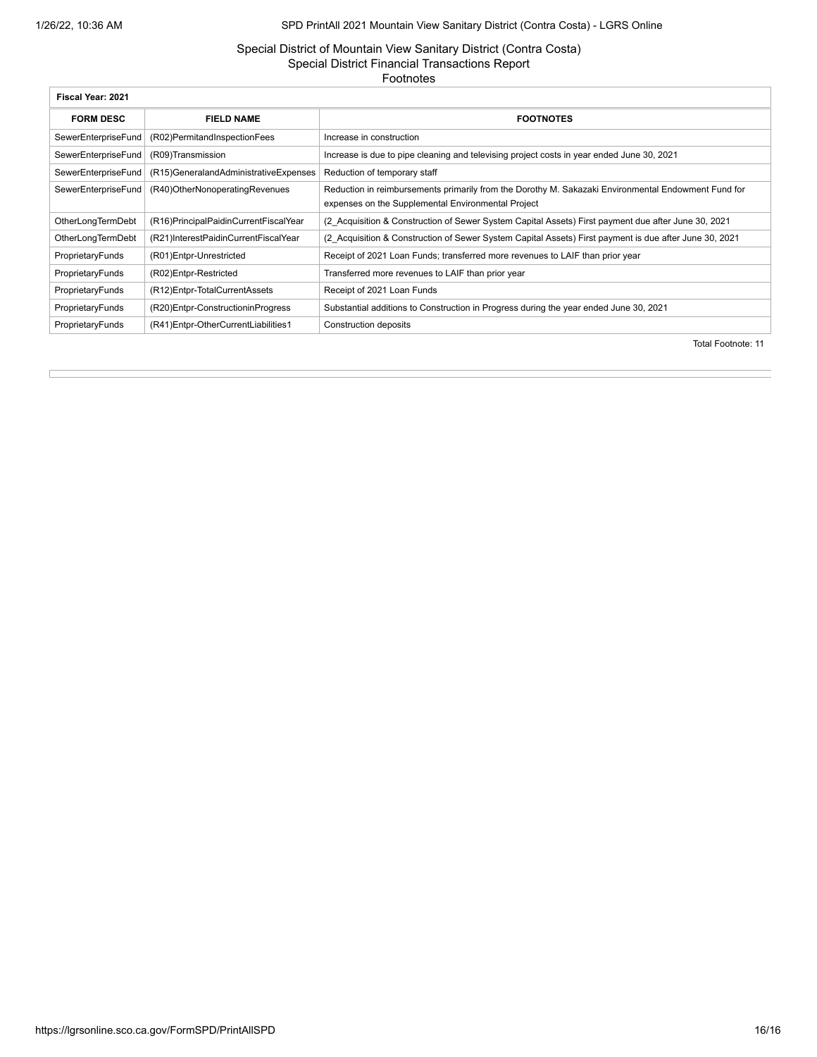Special District of Mountain View Sanitary District (Contra Costa)
Special District Financial Transactions Report
Footnotes

**Fiscal Year: 2021**

| FORM DESC | FIELD NAME | FOOTNOTES |
|---|---|---|
| SewerEnterpriseFund | (R02)PermitandInspectionFees | Increase in construction |
| SewerEnterpriseFund | (R09)Transmission | Increase is due to pipe cleaning and televising project costs in year ended June 30, 2021 |
| SewerEnterpriseFund | (R15)GeneralandAdministrativeExpenses | Reduction of temporary staff |
| SewerEnterpriseFund | (R40)OtherNonoperatingRevenues | Reduction in reimbursements primarily from the Dorothy M. Sakazaki Environmental Endowment Fund for expenses on the Supplemental Environmental Project |
| OtherLongTermDebt | (R16)PrincipalPaidinCurrentFiscalYear | (2_Acquisition & Construction of Sewer System Capital Assets) First payment due after June 30, 2021 |
| OtherLongTermDebt | (R21)InterestPaidinCurrentFiscalYear | (2_Acquisition & Construction of Sewer System Capital Assets) First payment is due after June 30, 2021 |
| ProprietaryFunds | (R01)Entpr-Unrestricted | Receipt of 2021 Loan Funds; transferred more revenues to LAIF than prior year |
| ProprietaryFunds | (R02)Entpr-Restricted | Transferred more revenues to LAIF than prior year |
| ProprietaryFunds | (R12)Entpr-TotalCurrentAssets | Receipt of 2021 Loan Funds |
| ProprietaryFunds | (R20)Entpr-ConstructioninProgress | Substantial additions to Construction in Progress during the year ended June 30, 2021 |
| ProprietaryFunds | (R41)Entpr-OtherCurrentLiabilities1 | Construction deposits |

Total Footnote: 11